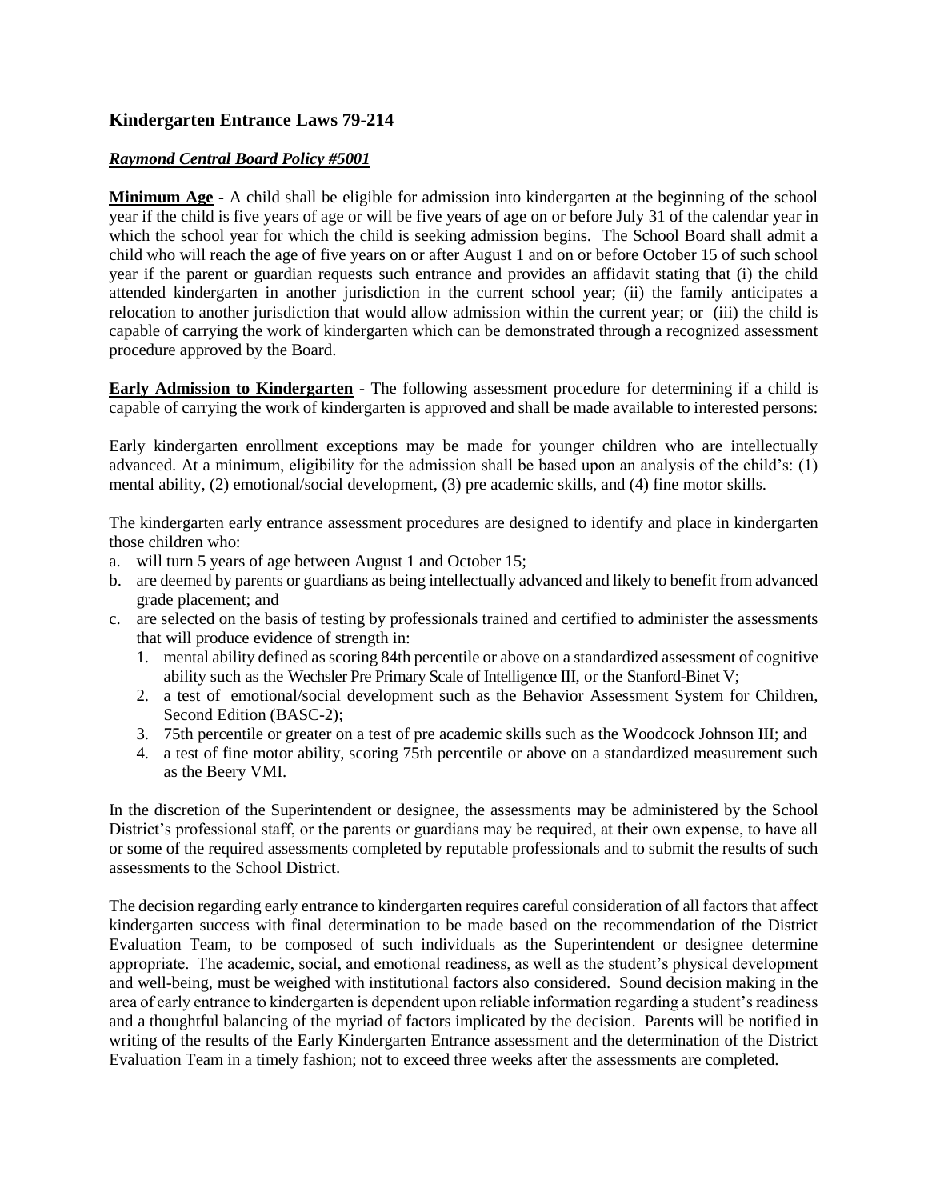## Kindergarten Entrance Laws 79-214

***Raymond Central Board Policy #5001***

**Minimum Age** - A child shall be eligible for admission into kindergarten at the beginning of the school year if the child is five years of age or will be five years of age on or before July 31 of the calendar year in which the school year for which the child is seeking admission begins. The School Board shall admit a child who will reach the age of five years on or after August 1 and on or before October 15 of such school year if the parent or guardian requests such entrance and provides an affidavit stating that (i) the child attended kindergarten in another jurisdiction in the current school year; (ii) the family anticipates a relocation to another jurisdiction that would allow admission within the current year; or (iii) the child is capable of carrying the work of kindergarten which can be demonstrated through a recognized assessment procedure approved by the Board.

**Early Admission to Kindergarten** - The following assessment procedure for determining if a child is capable of carrying the work of kindergarten is approved and shall be made available to interested persons:

Early kindergarten enrollment exceptions may be made for younger children who are intellectually advanced. At a minimum, eligibility for the admission shall be based upon an analysis of the child's: (1) mental ability, (2) emotional/social development, (3) pre academic skills, and (4) fine motor skills.

The kindergarten early entrance assessment procedures are designed to identify and place in kindergarten those children who:

a. will turn 5 years of age between August 1 and October 15;
b. are deemed by parents or guardians as being intellectually advanced and likely to benefit from advanced grade placement; and
c. are selected on the basis of testing by professionals trained and certified to administer the assessments that will produce evidence of strength in:
   1. mental ability defined as scoring 84th percentile or above on a standardized assessment of cognitive ability such as the Wechsler Pre Primary Scale of Intelligence III, or the Stanford-Binet V;
   2. a test of emotional/social development such as the Behavior Assessment System for Children, Second Edition (BASC-2);
   3. 75th percentile or greater on a test of pre academic skills such as the Woodcock Johnson III; and
   4. a test of fine motor ability, scoring 75th percentile or above on a standardized measurement such as the Beery VMI.

In the discretion of the Superintendent or designee, the assessments may be administered by the School District's professional staff, or the parents or guardians may be required, at their own expense, to have all or some of the required assessments completed by reputable professionals and to submit the results of such assessments to the School District.

The decision regarding early entrance to kindergarten requires careful consideration of all factors that affect kindergarten success with final determination to be made based on the recommendation of the District Evaluation Team, to be composed of such individuals as the Superintendent or designee determine appropriate. The academic, social, and emotional readiness, as well as the student's physical development and well-being, must be weighed with institutional factors also considered. Sound decision making in the area of early entrance to kindergarten is dependent upon reliable information regarding a student's readiness and a thoughtful balancing of the myriad of factors implicated by the decision. Parents will be notified in writing of the results of the Early Kindergarten Entrance assessment and the determination of the District Evaluation Team in a timely fashion; not to exceed three weeks after the assessments are completed.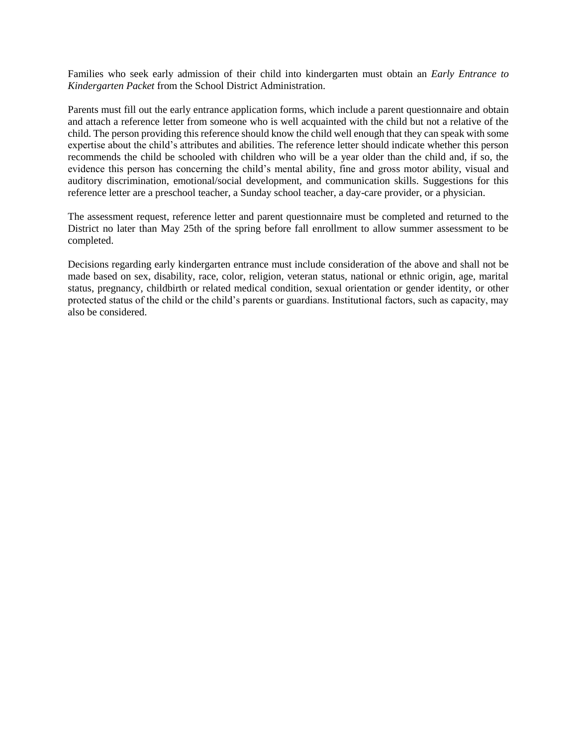Families who seek early admission of their child into kindergarten must obtain an *Early Entrance to Kindergarten Packet* from the School District Administration.

Parents must fill out the early entrance application forms, which include a parent questionnaire and obtain and attach a reference letter from someone who is well acquainted with the child but not a relative of the child. The person providing this reference should know the child well enough that they can speak with some expertise about the child's attributes and abilities. The reference letter should indicate whether this person recommends the child be schooled with children who will be a year older than the child and, if so, the evidence this person has concerning the child's mental ability, fine and gross motor ability, visual and auditory discrimination, emotional/social development, and communication skills. Suggestions for this reference letter are a preschool teacher, a Sunday school teacher, a day-care provider, or a physician.

The assessment request, reference letter and parent questionnaire must be completed and returned to the District no later than May 25th of the spring before fall enrollment to allow summer assessment to be completed.

Decisions regarding early kindergarten entrance must include consideration of the above and shall not be made based on sex, disability, race, color, religion, veteran status, national or ethnic origin, age, marital status, pregnancy, childbirth or related medical condition, sexual orientation or gender identity, or other protected status of the child or the child's parents or guardians. Institutional factors, such as capacity, may also be considered.